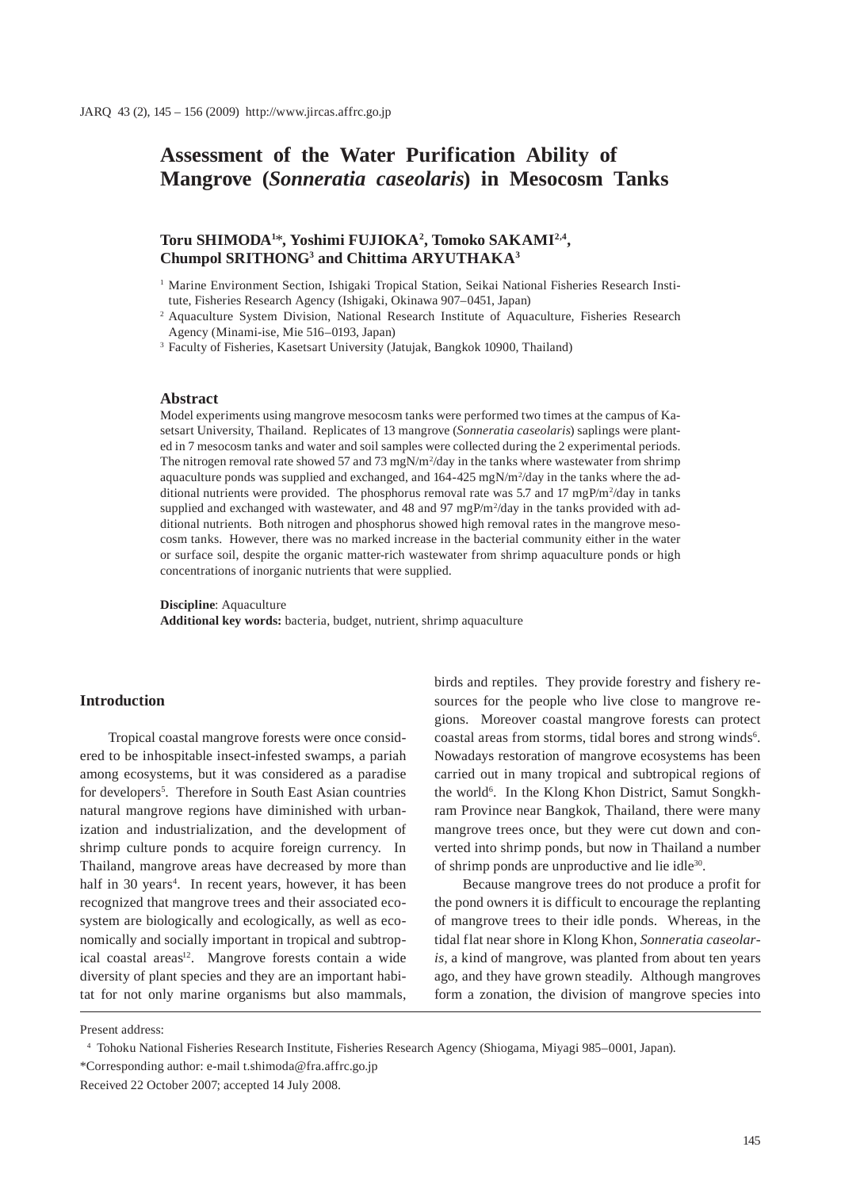# Assessment of the Water Purification Ability of Mangrove (*Sonneratia caseolaris*) in Mesocosm Tanks

**Toru SHIMODA[1]\*, Yoshimi FUJIOKA[2], Tomoko SAKAMI[2,4], Chumpol SRITHONG[3] and Chittima ARYUTHAKA[3]**

[1] Marine Environment Section, Ishigaki Tropical Station, Seikai National Fisheries Research Institute, Fisheries Research Agency (Ishigaki, Okinawa 907–0451, Japan)

[2] Aquaculture System Division, National Research Institute of Aquaculture, Fisheries Research Agency (Minami-ise, Mie 516–0193, Japan)

[3] Faculty of Fisheries, Kasetsart University (Jatujak, Bangkok 10900, Thailand)

## Abstract

Model experiments using mangrove mesocosm tanks were performed two times at the campus of Kasetsart University, Thailand. Replicates of 13 mangrove (*Sonneratia caseolaris*) saplings were planted in 7 mesocosm tanks and water and soil samples were collected during the 2 experimental periods. The nitrogen removal rate showed 57 and 73 $mgN/m^2/day$ in the tanks where wastewater from shrimp aquaculture ponds was supplied and exchanged, and 164-425 $mgN/m^2/day$ in the tanks where the additional nutrients were provided. The phosphorus removal rate was 5.7 and 17 $mgP/m^2/day$ in tanks supplied and exchanged with wastewater, and 48 and 97 $mgP/m^2/day$ in the tanks provided with additional nutrients. Both nitrogen and phosphorus showed high removal rates in the mangrove mesocosm tanks. However, there was no marked increase in the bacterial community either in the water or surface soil, despite the organic matter-rich wastewater from shrimp aquaculture ponds or high concentrations of inorganic nutrients that were supplied.

**Discipline**: Aquaculture
**Additional key words:** bacteria, budget, nutrient, shrimp aquaculture

## Introduction

Tropical coastal mangrove forests were once considered to be inhospitable insect-infested swamps, a pariah among ecosystems, but it was considered as a paradise for developers[5]. Therefore in South East Asian countries natural mangrove regions have diminished with urbanization and industrialization, and the development of shrimp culture ponds to acquire foreign currency. In Thailand, mangrove areas have decreased by more than half in 30 years[4]. In recent years, however, it has been recognized that mangrove trees and their associated ecosystem are biologically and ecologically, as well as economically and socially important in tropical and subtropical coastal areas[12]. Mangrove forests contain a wide diversity of plant species and they are an important habitat for not only marine organisms but also mammals, birds and reptiles. They provide forestry and fishery resources for the people who live close to mangrove regions. Moreover coastal mangrove forests can protect coastal areas from storms, tidal bores and strong winds[6]. Nowadays restoration of mangrove ecosystems has been carried out in many tropical and subtropical regions of the world[6]. In the Klong Khon District, Samut Songkhram Province near Bangkok, Thailand, there were many mangrove trees once, but they were cut down and converted into shrimp ponds, but now in Thailand a number of shrimp ponds are unproductive and lie idle[30].

Because mangrove trees do not produce a profit for the pond owners it is difficult to encourage the replanting of mangrove trees to their idle ponds. Whereas, in the tidal flat near shore in Klong Khon, *Sonneratia caseolaris,* a kind of mangrove, was planted from about ten years ago, and they have grown steadily. Although mangroves form a zonation, the division of mangrove species into

---

Present address:

[4] Tohoku National Fisheries Research Institute, Fisheries Research Agency (Shiogama, Miyagi 985–0001, Japan).

\*Corresponding author: e-mail t.shimoda@fra.affrc.go.jp

Received 22 October 2007; accepted 14 July 2008.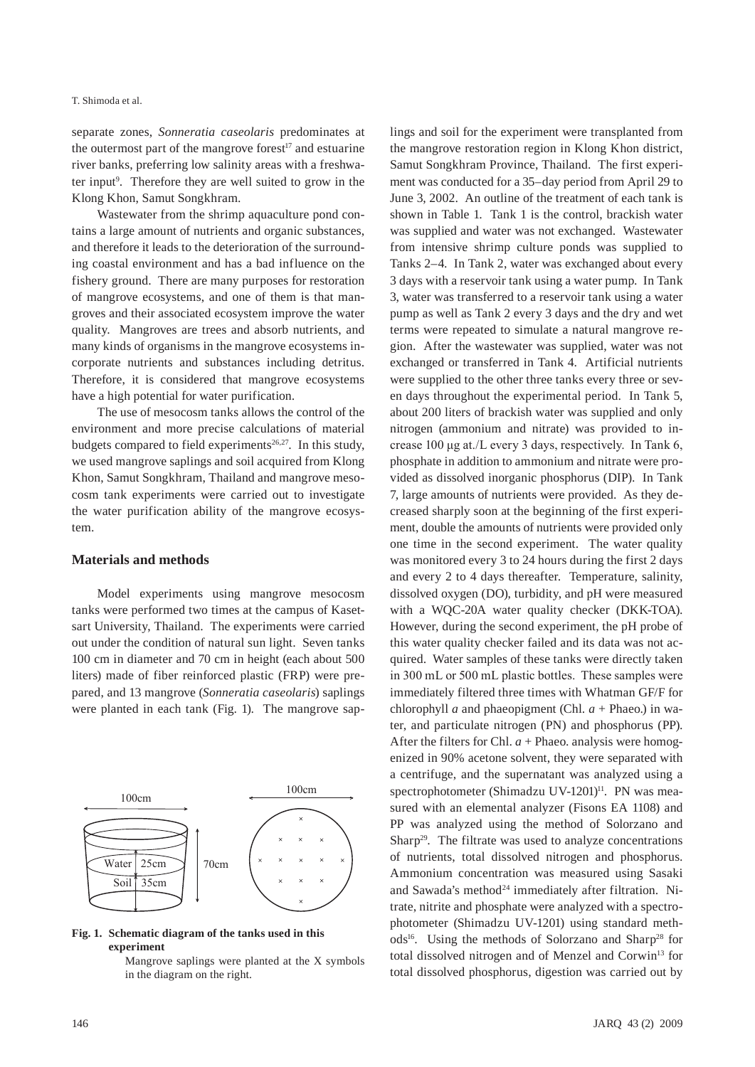separate zones, *Sonneratia caseolaris* predominates at the outermost part of the mangrove forest[17] and estuarine river banks, preferring low salinity areas with a freshwater input[9]. Therefore they are well suited to grow in the Klong Khon, Samut Songkhram.

Wastewater from the shrimp aquaculture pond contains a large amount of nutrients and organic substances, and therefore it leads to the deterioration of the surrounding coastal environment and has a bad influence on the fishery ground. There are many purposes for restoration of mangrove ecosystems, and one of them is that mangroves and their associated ecosystem improve the water quality. Mangroves are trees and absorb nutrients, and many kinds of organisms in the mangrove ecosystems incorporate nutrients and substances including detritus. Therefore, it is considered that mangrove ecosystems have a high potential for water purification.

The use of mesocosm tanks allows the control of the environment and more precise calculations of material budgets compared to field experiments[26,27]. In this study, we used mangrove saplings and soil acquired from Klong Khon, Samut Songkhram, Thailand and mangrove mesocosm tank experiments were carried out to investigate the water purification ability of the mangrove ecosystem.

## Materials and methods

Model experiments using mangrove mesocosm tanks were performed two times at the campus of Kasetsart University, Thailand. The experiments were carried out under the condition of natural sun light. Seven tanks 100 cm in diameter and 70 cm in height (each about 500 liters) made of fiber reinforced plastic (FRP) were prepared, and 13 mangrove (*Sonneratia caseolaris*) saplings were planted in each tank (Fig. 1). The mangrove saplings and soil for the experiment were transplanted from the mangrove restoration region in Klong Khon district, Samut Songkhram Province, Thailand. The first experiment was conducted for a 35–day period from April 29 to June 3, 2002. An outline of the treatment of each tank is shown in Table 1. Tank 1 is the control, brackish water was supplied and water was not exchanged. Wastewater from intensive shrimp culture ponds was supplied to Tanks 2–4. In Tank 2, water was exchanged about every 3 days with a reservoir tank using a water pump. In Tank 3, water was transferred to a reservoir tank using a water pump as well as Tank 2 every 3 days and the dry and wet terms were repeated to simulate a natural mangrove region. After the wastewater was supplied, water was not exchanged or transferred in Tank 4. Artificial nutrients were supplied to the other three tanks every three or seven days throughout the experimental period. In Tank 5, about 200 liters of brackish water was supplied and only nitrogen (ammonium and nitrate) was provided to increase 100 μg at./L every 3 days, respectively. In Tank 6, phosphate in addition to ammonium and nitrate were provided as dissolved inorganic phosphorus (DIP). In Tank 7, large amounts of nutrients were provided. As they decreased sharply soon at the beginning of the first experiment, double the amounts of nutrients were provided only one time in the second experiment. The water quality was monitored every 3 to 24 hours during the first 2 days and every 2 to 4 days thereafter. Temperature, salinity, dissolved oxygen (DO), turbidity, and pH were measured with a WQC-20A water quality checker (DKK-TOA). However, during the second experiment, the pH probe of this water quality checker failed and its data was not acquired. Water samples of these tanks were directly taken in 300 mL or 500 mL plastic bottles. These samples were immediately filtered three times with Whatman GF/F for chlorophyll *a* and phaeopigment (Chl. *a* + Phaeo.) in water, and particulate nitrogen (PN) and phosphorus (PP). After the filters for Chl. *a* + Phaeo. analysis were homogenized in 90% acetone solvent, they were separated with a centrifuge, and the supernatant was analyzed using a spectrophotometer (Shimadzu UV-1201)[11]. PN was measured with an elemental analyzer (Fisons EA 1108) and PP was analyzed using the method of Solorzano and Sharp[29]. The filtrate was used to analyze concentrations of nutrients, total dissolved nitrogen and phosphorus. Ammonium concentration was measured using Sasaki and Sawada's method[24] immediately after filtration. Nitrate, nitrite and phosphate were analyzed with a spectrophotometer (Shimadzu UV-1201) using standard methods[16]. Using the methods of Solorzano and Sharp[28] for total dissolved nitrogen and of Menzel and Corwin[13] for total dissolved phosphorus, digestion was carried out by

**Fig. 1. Schematic diagram of the tanks used in this experiment**

Mangrove saplings were planted at the X symbols in the diagram on the right.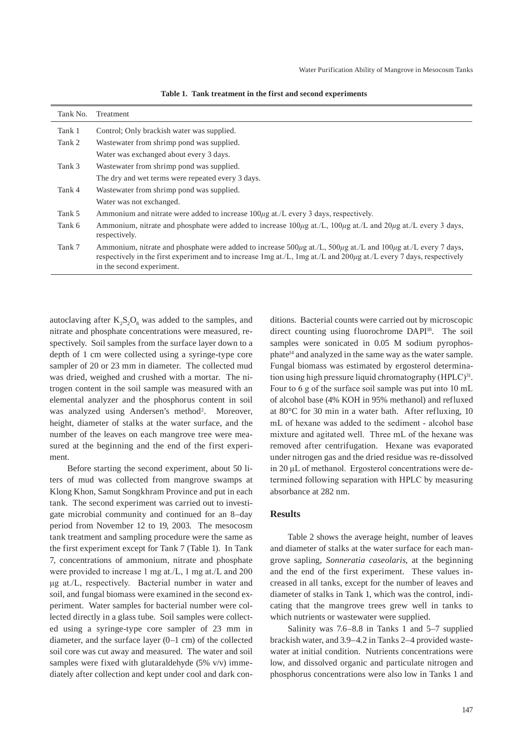**Table 1. Tank treatment in the first and second experiments**

| Tank No. | Treatment |
|---|---|
| Tank 1 | Control; Only brackish water was supplied. |
| Tank 2 | Wastewater from shrimp pond was supplied. |
| | Water was exchanged about every 3 days. |
| Tank 3 | Wastewater from shrimp pond was supplied. |
| | The dry and wet terms were repeated every 3 days. |
| Tank 4 | Wastewater from shrimp pond was supplied. |
| | Water was not exchanged. |
| Tank 5 | Ammonium and nitrate were added to increase 100$\mu$g at./L every 3 days, respectively. |
| Tank 6 | Ammonium, nitrate and phosphate were added to increase 100$\mu$g at./L, 100$\mu$g at./L and 20$\mu$g at./L every 3 days, respectively. |
| Tank 7 | Ammonium, nitrate and phosphate were added to increase 500$\mu$g at./L, 500$\mu$g at./L and 100$\mu$g at./L every 7 days, respectively in the first experiment and to increase 1mg at./L, 1mg at./L and 200$\mu$g at./L every 7 days, respectively in the second experiment. |

autoclaving after $K_2S_2O_8$ was added to the samples, and nitrate and phosphate concentrations were measured, respectively. Soil samples from the surface layer down to a depth of 1 cm were collected using a syringe-type core sampler of 20 or 23 mm in diameter. The collected mud was dried, weighed and crushed with a mortar. The nitrogen content in the soil sample was measured with an elemental analyzer and the phosphorus content in soil was analyzed using Andersen's method[2]. Moreover, height, diameter of stalks at the water surface, and the number of the leaves on each mangrove tree were measured at the beginning and the end of the first experiment.

Before starting the second experiment, about 50 liters of mud was collected from mangrove swamps at Klong Khon, Samut Songkhram Province and put in each tank. The second experiment was carried out to investigate microbial community and continued for an 8–day period from November 12 to 19, 2003. The mesocosm tank treatment and sampling procedure were the same as the first experiment except for Tank 7 (Table 1). In Tank 7, concentrations of ammonium, nitrate and phosphate were provided to increase 1 mg at./L, 1 mg at./L and 200 μg at./L, respectively. Bacterial number in water and soil, and fungal biomass were examined in the second experiment. Water samples for bacterial number were collected directly in a glass tube. Soil samples were collected using a syringe-type core sampler of 23 mm in diameter, and the surface layer (0–1 cm) of the collected soil core was cut away and measured. The water and soil samples were fixed with glutaraldehyde (5% v/v) immediately after collection and kept under cool and dark conditions. Bacterial counts were carried out by microscopic direct counting using fluorochrome DAPI[18]. The soil samples were sonicated in 0.05 M sodium pyrophosphate[14] and analyzed in the same way as the water sample. Fungal biomass was estimated by ergosterol determination using high pressure liquid chromatography (HPLC)[31]. Four to 6 g of the surface soil sample was put into 10 mL of alcohol base (4% KOH in 95% methanol) and refluxed at 80°C for 30 min in a water bath. After refluxing, 10 mL of hexane was added to the sediment - alcohol base mixture and agitated well. Three mL of the hexane was removed after centrifugation. Hexane was evaporated under nitrogen gas and the dried residue was re-dissolved in 20 μL of methanol. Ergosterol concentrations were determined following separation with HPLC by measuring absorbance at 282 nm.

## Results

Table 2 shows the average height, number of leaves and diameter of stalks at the water surface for each mangrove sapling, *Sonneratia caseolaris*, at the beginning and the end of the first experiment. These values increased in all tanks, except for the number of leaves and diameter of stalks in Tank 1, which was the control, indicating that the mangrove trees grew well in tanks to which nutrients or wastewater were supplied.

Salinity was 7.6–8.8 in Tanks 1 and 5–7 supplied brackish water, and 3.9–4.2 in Tanks 2–4 provided wastewater at initial condition. Nutrients concentrations were low, and dissolved organic and particulate nitrogen and phosphorus concentrations were also low in Tanks 1 and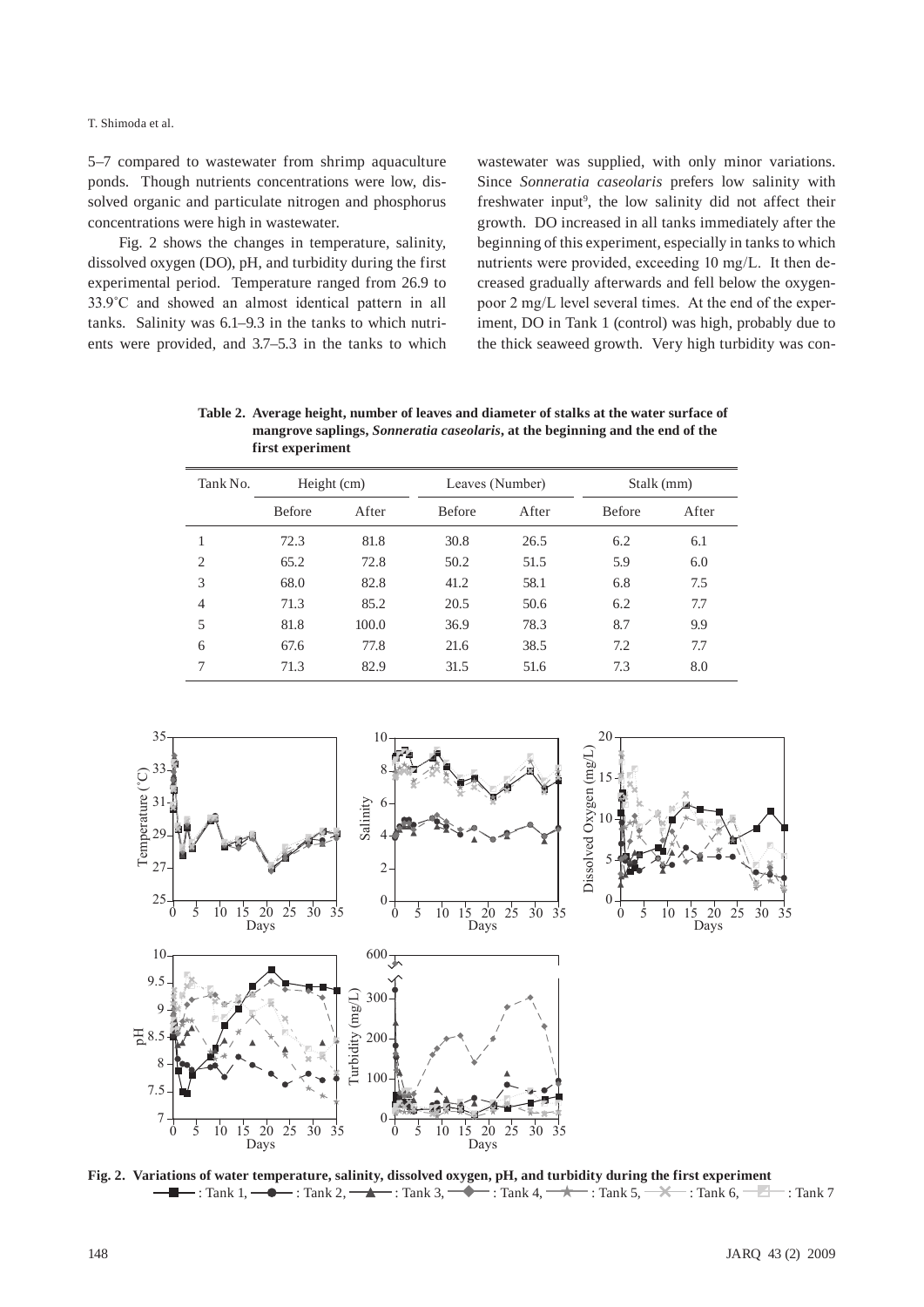5–7 compared to wastewater from shrimp aquaculture ponds. Though nutrients concentrations were low, dissolved organic and particulate nitrogen and phosphorus concentrations were high in wastewater.

Fig. 2 shows the changes in temperature, salinity, dissolved oxygen (DO), pH, and turbidity during the first experimental period. Temperature ranged from 26.9 to 33.9°C and showed an almost identical pattern in all tanks. Salinity was 6.1–9.3 in the tanks to which nutrients were provided, and 3.7–5.3 in the tanks to which wastewater was supplied, with only minor variations. Since *Sonneratia caseolaris* prefers low salinity with freshwater input[9], the low salinity did not affect their growth. DO increased in all tanks immediately after the beginning of this experiment, especially in tanks to which nutrients were provided, exceeding 10 mg/L. It then decreased gradually afterwards and fell below the oxygen-poor 2 mg/L level several times. At the end of the experiment, DO in Tank 1 (control) was high, probably due to the thick seaweed growth. Very high turbidity was con-

**Table 2. Average height, number of leaves and diameter of stalks at the water surface of mangrove saplings, *Sonneratia caseolaris*, at the beginning and the end of the first experiment**

| Tank No. | Height (cm) | | Leaves (Number) | | Stalk (mm) | |
|---|---|---|---|---|---|---|
| | Before | After | Before | After | Before | After |
| 1 | 72.3 | 81.8 | 30.8 | 26.5 | 6.2 | 6.1 |
| 2 | 65.2 | 72.8 | 50.2 | 51.5 | 5.9 | 6.0 |
| 3 | 68.0 | 82.8 | 41.2 | 58.1 | 6.8 | 7.5 |
| 4 | 71.3 | 85.2 | 20.5 | 50.6 | 6.2 | 7.7 |
| 5 | 81.8 | 100.0 | 36.9 | 78.3 | 8.7 | 9.9 |
| 6 | 67.6 | 77.8 | 21.6 | 38.5 | 7.2 | 7.7 |
| 7 | 71.3 | 82.9 | 31.5 | 51.6 | 7.3 | 8.0 |

**Fig. 2. Variations of water temperature, salinity, dissolved oxygen, pH, and turbidity during the first experiment**
: Tank 1, : Tank 2, : Tank 3, : Tank 4, : Tank 5, : Tank 6, : Tank 7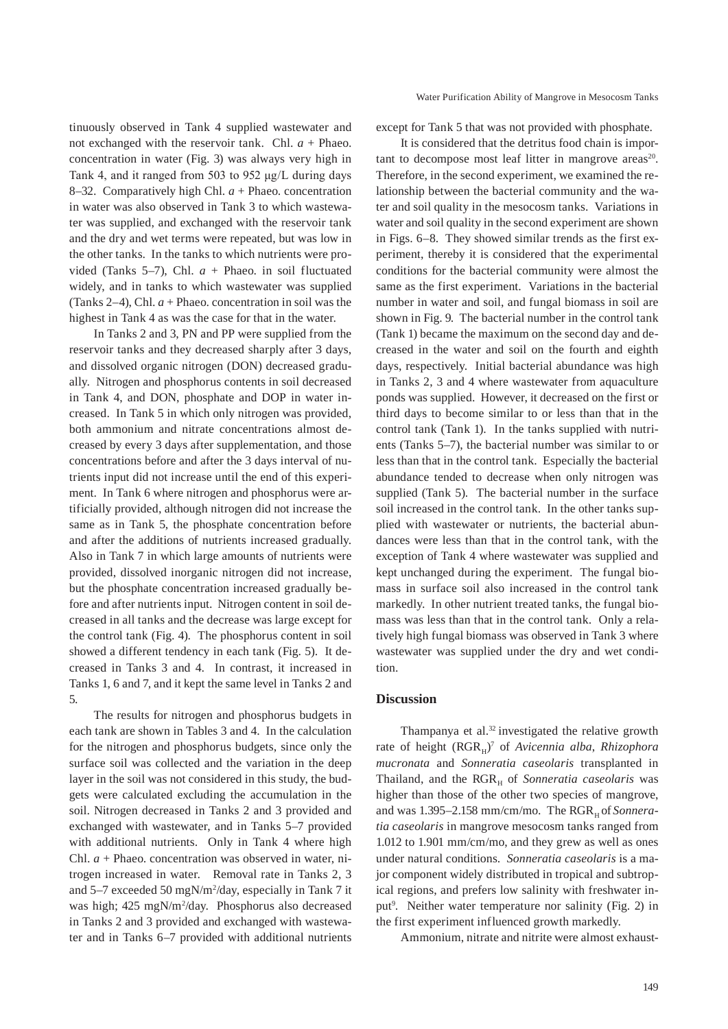tinuously observed in Tank 4 supplied wastewater and not exchanged with the reservoir tank. Chl. *a* + Phaeo. concentration in water (Fig. 3) was always very high in Tank 4, and it ranged from 503 to 952 μg/L during days 8–32. Comparatively high Chl. *a* + Phaeo. concentration in water was also observed in Tank 3 to which wastewater was supplied, and exchanged with the reservoir tank and the dry and wet terms were repeated, but was low in the other tanks. In the tanks to which nutrients were provided (Tanks 5–7), Chl. *a* + Phaeo. in soil fluctuated widely, and in tanks to which wastewater was supplied (Tanks 2–4), Chl. *a* + Phaeo. concentration in soil was the highest in Tank 4 as was the case for that in the water.

In Tanks 2 and 3, PN and PP were supplied from the reservoir tanks and they decreased sharply after 3 days, and dissolved organic nitrogen (DON) decreased gradually. Nitrogen and phosphorus contents in soil decreased in Tank 4, and DON, phosphate and DOP in water increased. In Tank 5 in which only nitrogen was provided, both ammonium and nitrate concentrations almost decreased by every 3 days after supplementation, and those concentrations before and after the 3 days interval of nutrients input did not increase until the end of this experiment. In Tank 6 where nitrogen and phosphorus were artificially provided, although nitrogen did not increase the same as in Tank 5, the phosphate concentration before and after the additions of nutrients increased gradually. Also in Tank 7 in which large amounts of nutrients were provided, dissolved inorganic nitrogen did not increase, but the phosphate concentration increased gradually before and after nutrients input. Nitrogen content in soil decreased in all tanks and the decrease was large except for the control tank (Fig. 4). The phosphorus content in soil showed a different tendency in each tank (Fig. 5). It decreased in Tanks 3 and 4. In contrast, it increased in Tanks 1, 6 and 7, and it kept the same level in Tanks 2 and 5.

The results for nitrogen and phosphorus budgets in each tank are shown in Tables 3 and 4. In the calculation for the nitrogen and phosphorus budgets, since only the surface soil was collected and the variation in the deep layer in the soil was not considered in this study, the budgets were calculated excluding the accumulation in the soil. Nitrogen decreased in Tanks 2 and 3 provided and exchanged with wastewater, and in Tanks 5–7 provided with additional nutrients. Only in Tank 4 where high Chl. *a* + Phaeo. concentration was observed in water, nitrogen increased in water. Removal rate in Tanks 2, 3 and 5–7 exceeded 50 mgN/$m^2$/day, especially in Tank 7 it was high; 425 mgN/$m^2$/day. Phosphorus also decreased in Tanks 2 and 3 provided and exchanged with wastewater and in Tanks 6–7 provided with additional nutrients except for Tank 5 that was not provided with phosphate.

It is considered that the detritus food chain is important to decompose most leaf litter in mangrove areas[20]. Therefore, in the second experiment, we examined the relationship between the bacterial community and the water and soil quality in the mesocosm tanks. Variations in water and soil quality in the second experiment are shown in Figs. 6–8. They showed similar trends as the first experiment, thereby it is considered that the experimental conditions for the bacterial community were almost the same as the first experiment. Variations in the bacterial number in water and soil, and fungal biomass in soil are shown in Fig. 9. The bacterial number in the control tank (Tank 1) became the maximum on the second day and decreased in the water and soil on the fourth and eighth days, respectively. Initial bacterial abundance was high in Tanks 2, 3 and 4 where wastewater from aquaculture ponds was supplied. However, it decreased on the first or third days to become similar to or less than that in the control tank (Tank 1). In the tanks supplied with nutrients (Tanks 5–7), the bacterial number was similar to or less than that in the control tank. Especially the bacterial abundance tended to decrease when only nitrogen was supplied (Tank 5). The bacterial number in the surface soil increased in the control tank. In the other tanks supplied with wastewater or nutrients, the bacterial abundances were less than that in the control tank, with the exception of Tank 4 where wastewater was supplied and kept unchanged during the experiment. The fungal biomass in surface soil also increased in the control tank markedly. In other nutrient treated tanks, the fungal biomass was less than that in the control tank. Only a relatively high fungal biomass was observed in Tank 3 where wastewater was supplied under the dry and wet condition.

## Discussion

Thampanya et al.[32] investigated the relative growth rate of height ($RGR_H$)[7] of *Avicennia alba*, *Rhizophora mucronata* and *Sonneratia caseolaris* transplanted in Thailand, and the $RGR_H$ of *Sonneratia caseolaris* was higher than those of the other two species of mangrove, and was 1.395–2.158 mm/cm/mo. The $RGR_H$ of *Sonneratia caseolaris* in mangrove mesocosm tanks ranged from 1.012 to 1.901 mm/cm/mo, and they grew as well as ones under natural conditions. *Sonneratia caseolaris* is a major component widely distributed in tropical and subtropical regions, and prefers low salinity with freshwater input[9]. Neither water temperature nor salinity (Fig. 2) in the first experiment influenced growth markedly.

Ammonium, nitrate and nitrite were almost exhaust-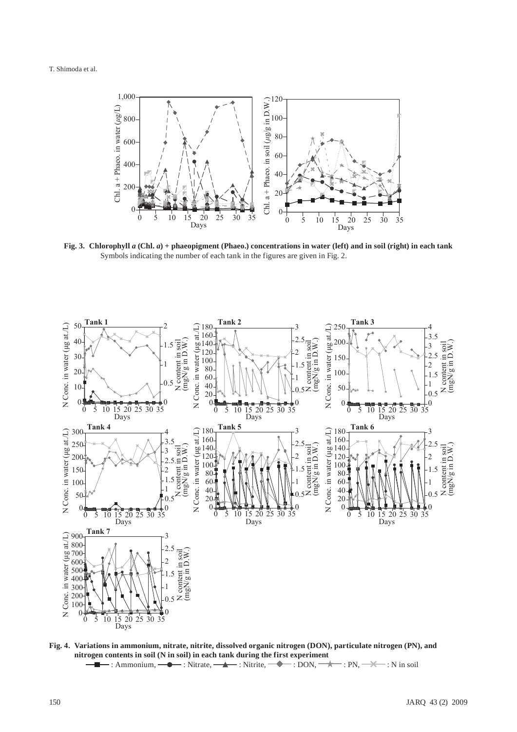**Fig. 3. Chlorophyll *a* (Chl. *a*) + phaeopigment (Phaeo.) concentrations in water (left) and in soil (right) in each tank**
Symbols indicating the number of each tank in the figures are given in Fig. 2.

**Fig. 4. Variations in ammonium, nitrate, nitrite, dissolved organic nitrogen (DON), particulate nitrogen (PN), and nitrogen contents in soil (N in soil) in each tank during the first experiment**

■ : Ammonium, ● : Nitrate, ▲ : Nitrite, ◆ : DON, ★ : PN, ✕ : N in soil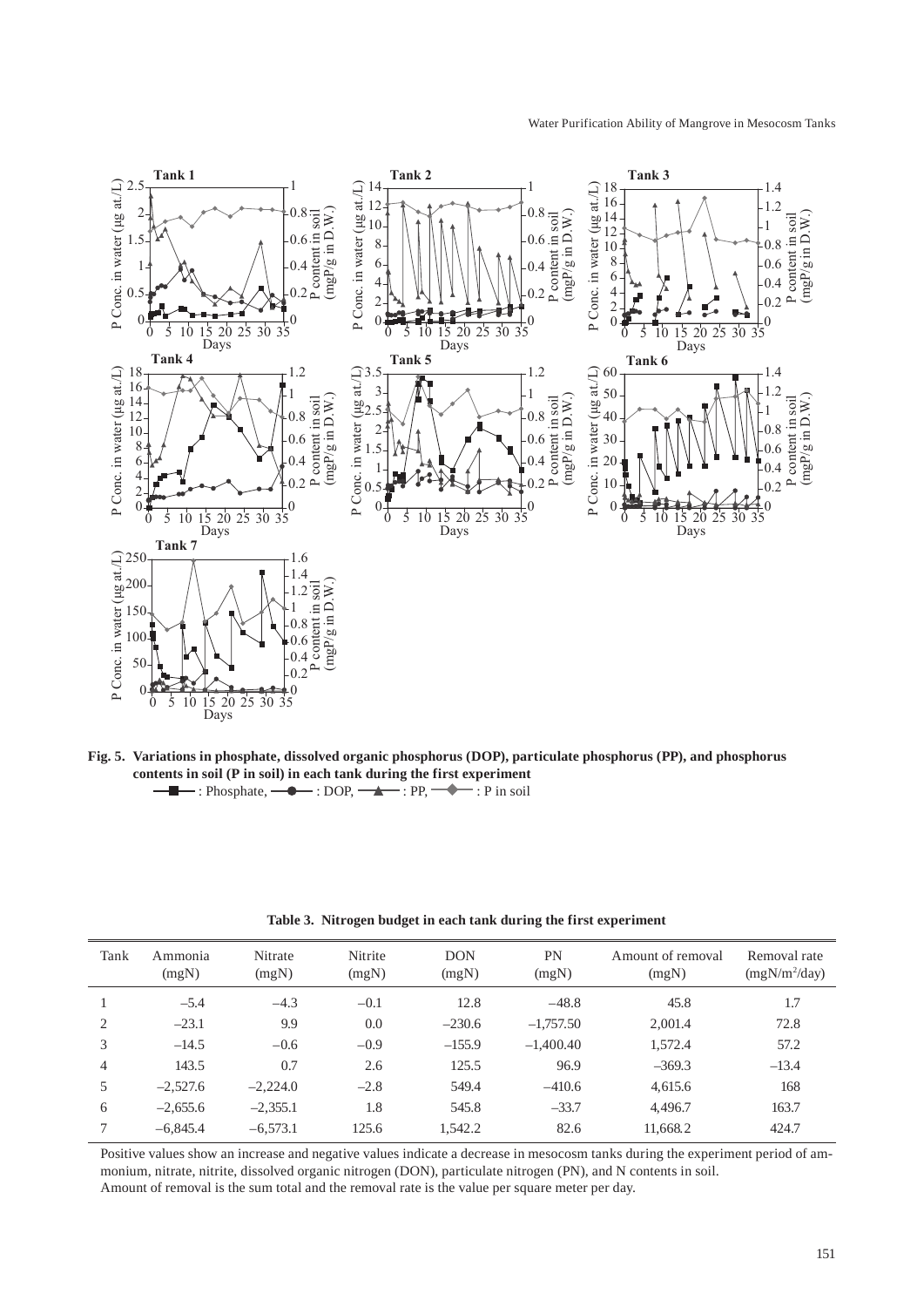**Fig. 5. Variations in phosphate, dissolved organic phosphorus (DOP), particulate phosphorus (PP), and phosphorus contents in soil (P in soil) in each tank during the first experiment**

■ : Phosphate, ● : DOP, ▲ : PP, ◆ : P in soil

**Table 3. Nitrogen budget in each tank during the first experiment**

| Tank | Ammonia (mgN) | Nitrate (mgN) | Nitrite (mgN) | DON (mgN) | PN (mgN) | Amount of removal (mgN) | Removal rate ($mgN/m^2/day$) |
|---|---|---|---|---|---|---|---|
| 1 | –5.4 | –4.3 | –0.1 | 12.8 | –48.8 | 45.8 | 1.7 |
| 2 | –23.1 | 9.9 | 0.0 | –230.6 | –1,757.50 | 2,001.4 | 72.8 |
| 3 | –14.5 | –0.6 | –0.9 | –155.9 | –1,400.40 | 1,572.4 | 57.2 |
| 4 | 143.5 | 0.7 | 2.6 | 125.5 | 96.9 | –369.3 | –13.4 |
| 5 | –2,527.6 | –2,224.0 | –2.8 | 549.4 | –410.6 | 4,615.6 | 168 |
| 6 | –2,655.6 | –2,355.1 | 1.8 | 545.8 | –33.7 | 4,496.7 | 163.7 |
| 7 | –6,845.4 | –6,573.1 | 125.6 | 1,542.2 | 82.6 | 11,668.2 | 424.7 |

Positive values show an increase and negative values indicate a decrease in mesocosm tanks during the experiment period of ammonium, nitrate, nitrite, dissolved organic nitrogen (DON), particulate nitrogen (PN), and N contents in soil.
Amount of removal is the sum total and the removal rate is the value per square meter per day.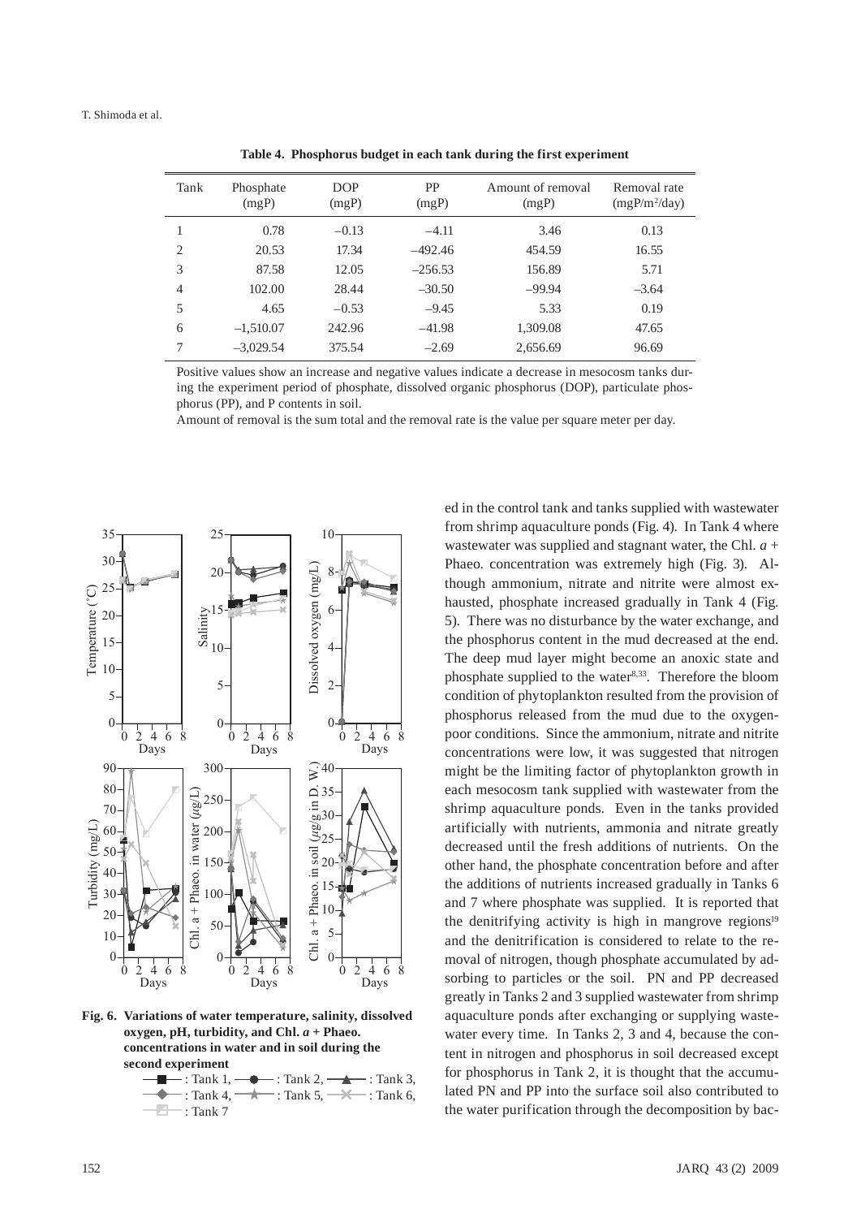**Table 4. Phosphorus budget in each tank during the first experiment**

| Tank | Phosphate (mgP) | DOP (mgP) | PP (mgP) | Amount of removal (mgP) | Removal rate (mgP/m²/day) |
|---|---|---|---|---|---|
| 1 | 0.78 | –0.13 | –4.11 | 3.46 | 0.13 |
| 2 | 20.53 | 17.34 | –492.46 | 454.59 | 16.55 |
| 3 | 87.58 | 12.05 | –256.53 | 156.89 | 5.71 |
| 4 | 102.00 | 28.44 | –30.50 | –99.94 | –3.64 |
| 5 | 4.65 | –0.53 | –9.45 | 5.33 | 0.19 |
| 6 | –1,510.07 | 242.96 | –41.98 | 1,309.08 | 47.65 |
| 7 | –3,029.54 | 375.54 | –2.69 | 2,656.69 | 96.69 |

Positive values show an increase and negative values indicate a decrease in mesocosm tanks during the experiment period of phosphate, dissolved organic phosphorus (DOP), particulate phosphorus (PP), and P contents in soil.

Amount of removal is the sum total and the removal rate is the value per square meter per day.

**Fig. 6. Variations of water temperature, salinity, dissolved oxygen, pH, turbidity, and Chl. *a* + Phaeo. concentrations in water and in soil during the second experiment**

■ : Tank 1, ● : Tank 2, ▲ : Tank 3, ◆ : Tank 4, ★ : Tank 5, ✕ : Tank 6, ◩ : Tank 7

ed in the control tank and tanks supplied with wastewater from shrimp aquaculture ponds (Fig. 4). In Tank 4 where wastewater was supplied and stagnant water, the Chl. *a* + Phaeo. concentration was extremely high (Fig. 3). Although ammonium, nitrate and nitrite were almost exhausted, phosphate increased gradually in Tank 4 (Fig. 5). There was no disturbance by the water exchange, and the phosphorus content in the mud decreased at the end. The deep mud layer might become an anoxic state and phosphate supplied to the water[8,33]. Therefore the bloom condition of phytoplankton resulted from the provision of phosphorus released from the mud due to the oxygen-poor conditions. Since the ammonium, nitrate and nitrite concentrations were low, it was suggested that nitrogen might be the limiting factor of phytoplankton growth in each mesocosm tank supplied with wastewater from the shrimp aquaculture ponds. Even in the tanks provided artificially with nutrients, ammonia and nitrate greatly decreased until the fresh additions of nutrients. On the other hand, the phosphate concentration before and after the additions of nutrients increased gradually in Tanks 6 and 7 where phosphate was supplied. It is reported that the denitrifying activity is high in mangrove regions[19] and the denitrification is considered to relate to the removal of nitrogen, though phosphate accumulated by adsorbing to particles or the soil. PN and PP decreased greatly in Tanks 2 and 3 supplied wastewater from shrimp aquaculture ponds after exchanging or supplying wastewater every time. In Tanks 2, 3 and 4, because the content in nitrogen and phosphorus in soil decreased except for phosphorus in Tank 2, it is thought that the accumulated PN and PP into the surface soil also contributed to the water purification through the decomposition by bac-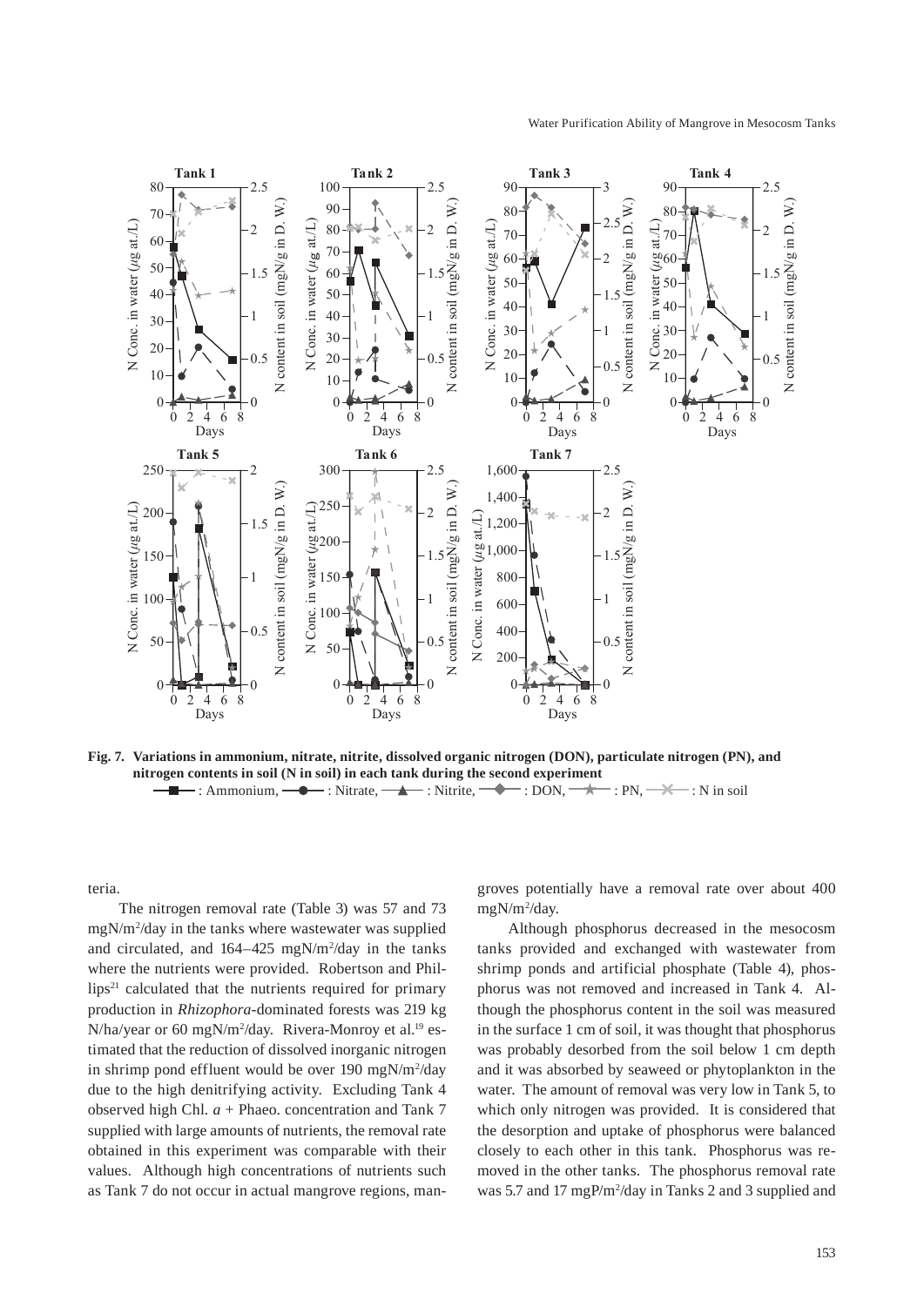**Fig. 7. Variations in ammonium, nitrate, nitrite, dissolved organic nitrogen (DON), particulate nitrogen (PN), and nitrogen contents in soil (N in soil) in each tank during the second experiment**

■ : Ammonium, ● : Nitrate, ▲ : Nitrite, ◆ : DON, ★ : PN, ✕ : N in soil

teria.

The nitrogen removal rate (Table 3) was 57 and 73 mgN/m$^2$/day in the tanks where wastewater was supplied and circulated, and 164–425 mgN/m$^2$/day in the tanks where the nutrients were provided. Robertson and Phillips[21] calculated that the nutrients required for primary production in *Rhizophora*-dominated forests was 219 kg N/ha/year or 60 mgN/m$^2$/day. Rivera-Monroy et al.[19] estimated that the reduction of dissolved inorganic nitrogen in shrimp pond effluent would be over 190 mgN/m$^2$/day due to the high denitrifying activity. Excluding Tank 4 observed high Chl. *a* + Phaeo. concentration and Tank 7 supplied with large amounts of nutrients, the removal rate obtained in this experiment was comparable with their values. Although high concentrations of nutrients such as Tank 7 do not occur in actual mangrove regions, mangroves potentially have a removal rate over about 400 mgN/m$^2$/day.

Although phosphorus decreased in the mesocosm tanks provided and exchanged with wastewater from shrimp ponds and artificial phosphate (Table 4), phosphorus was not removed and increased in Tank 4. Although the phosphorus content in the soil was measured in the surface 1 cm of soil, it was thought that phosphorus was probably desorbed from the soil below 1 cm depth and it was absorbed by seaweed or phytoplankton in the water. The amount of removal was very low in Tank 5, to which only nitrogen was provided. It is considered that the desorption and uptake of phosphorus were balanced closely to each other in this tank. Phosphorus was removed in the other tanks. The phosphorus removal rate was 5.7 and 17 mgP/m$^2$/day in Tanks 2 and 3 supplied and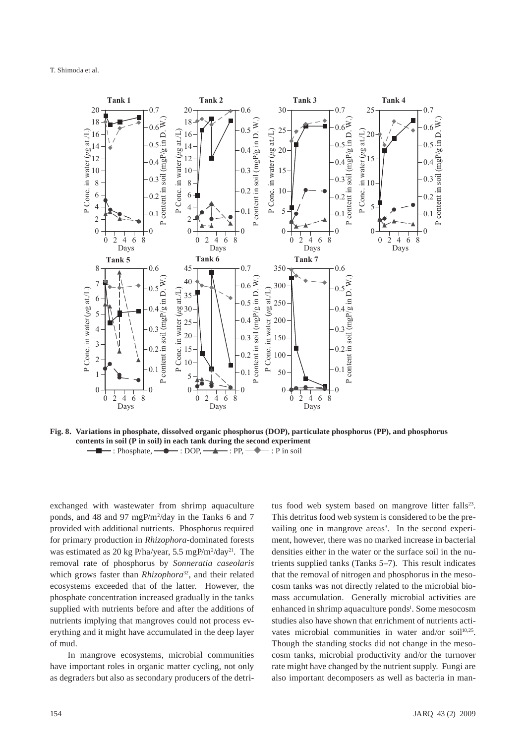**Fig. 8. Variations in phosphate, dissolved organic phosphorus (DOP), particulate phosphorus (PP), and phosphorus contents in soil (P in soil) in each tank during the second experiment**

■ : Phosphate, ● : DOP, ▲ : PP, ◆ : P in soil

exchanged with wastewater from shrimp aquaculture ponds, and 48 and 97 $mgP/m^2/day$ in the Tanks 6 and 7 provided with additional nutrients. Phosphorus required for primary production in *Rhizophora*-dominated forests was estimated as 20 kg P/ha/year, 5.5 $mgP/m^2/day$[21]. The removal rate of phosphorus by *Sonneratia caseolaris* which grows faster than *Rhizophora*[32], and their related ecosystems exceeded that of the latter. However, the phosphate concentration increased gradually in the tanks supplied with nutrients before and after the additions of nutrients implying that mangroves could not process everything and it might have accumulated in the deep layer of mud.

In mangrove ecosystems, microbial communities have important roles in organic matter cycling, not only as degraders but also as secondary producers of the detritus food web system based on mangrove litter falls[23]. This detritus food web system is considered to be the prevailing one in mangrove areas[3]. In the second experiment, however, there was no marked increase in bacterial densities either in the water or the surface soil in the nutrients supplied tanks (Tanks 5–7). This result indicates that the removal of nitrogen and phosphorus in the mesocosm tanks was not directly related to the microbial biomass accumulation. Generally microbial activities are enhanced in shrimp aquaculture ponds[1]. Some mesocosm studies also have shown that enrichment of nutrients activates microbial communities in water and/or soil[10,25]. Though the standing stocks did not change in the mesocosm tanks, microbial productivity and/or the turnover rate might have changed by the nutrient supply. Fungi are also important decomposers as well as bacteria in man-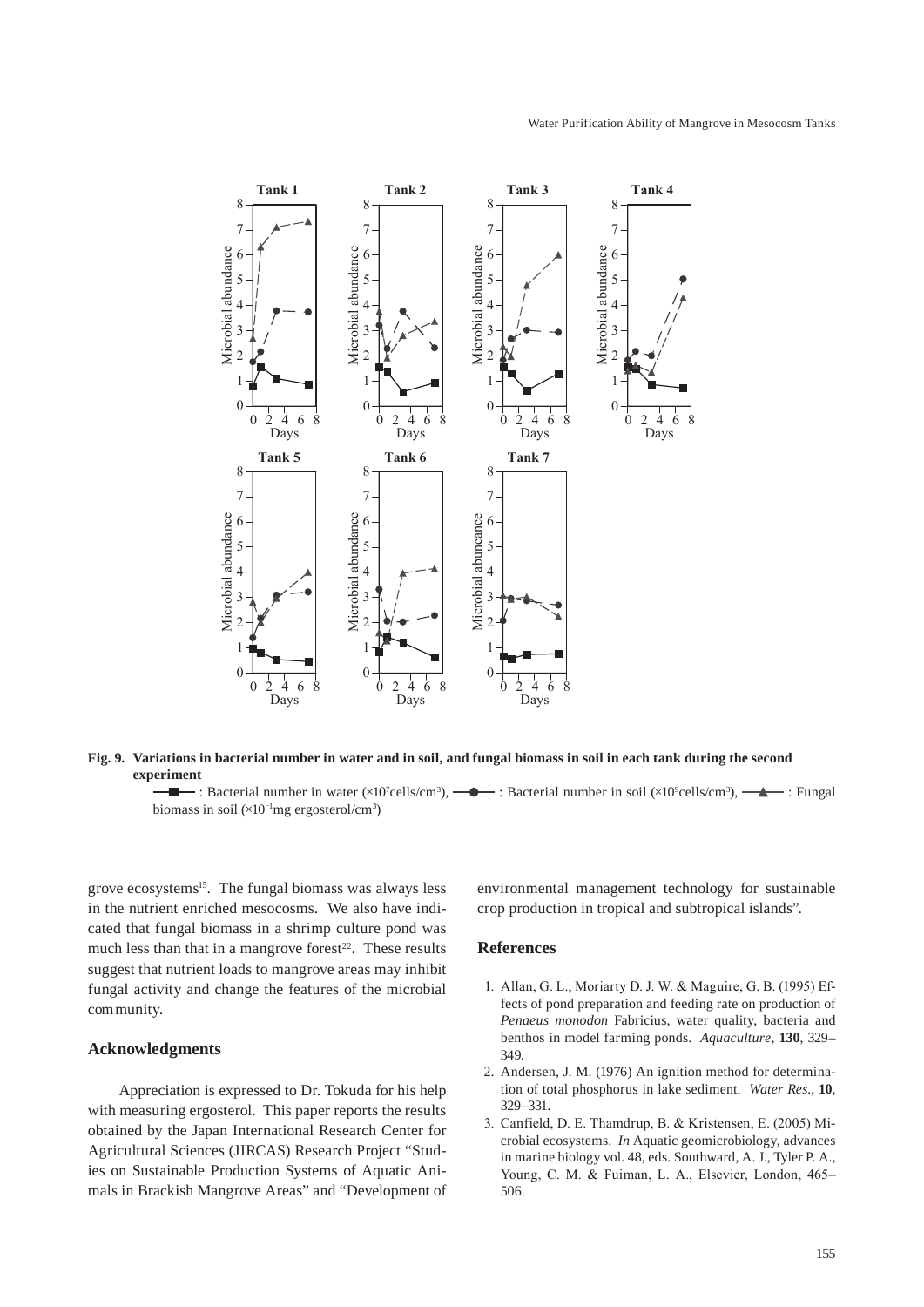**Fig. 9. Variations in bacterial number in water and in soil, and fungal biomass in soil in each tank during the second experiment**

—■— : Bacterial number in water ($\times 10^7$cells/cm$^3$), —●— : Bacterial number in soil ($\times 10^9$cells/cm$^3$), —▲— : Fungal biomass in soil ($\times 10^{-1}$mg ergosterol/cm$^3$)

grove ecosystems[15]. The fungal biomass was always less in the nutrient enriched mesocosms. We also have indicated that fungal biomass in a shrimp culture pond was much less than that in a mangrove forest[22]. These results suggest that nutrient loads to mangrove areas may inhibit fungal activity and change the features of the microbial community.

## Acknowledgments

Appreciation is expressed to Dr. Tokuda for his help with measuring ergosterol. This paper reports the results obtained by the Japan International Research Center for Agricultural Sciences (JIRCAS) Research Project "Studies on Sustainable Production Systems of Aquatic Animals in Brackish Mangrove Areas" and "Development of environmental management technology for sustainable crop production in tropical and subtropical islands".

## References

1. Allan, G. L., Moriarty D. J. W. & Maguire, G. B. (1995) Effects of pond preparation and feeding rate on production of *Penaeus monodon* Fabricius, water quality, bacteria and benthos in model farming ponds. *Aquaculture*, **130**, 329–349.
2. Andersen, J. M. (1976) An ignition method for determination of total phosphorus in lake sediment. *Water Res.*, **10**, 329–331.
3. Canfield, D. E. Thamdrup, B. & Kristensen, E. (2005) Microbial ecosystems. *In* Aquatic geomicrobiology, advances in marine biology vol. 48, eds. Southward, A. J., Tyler P. A., Young, C. M. & Fuiman, L. A., Elsevier, London, 465–506.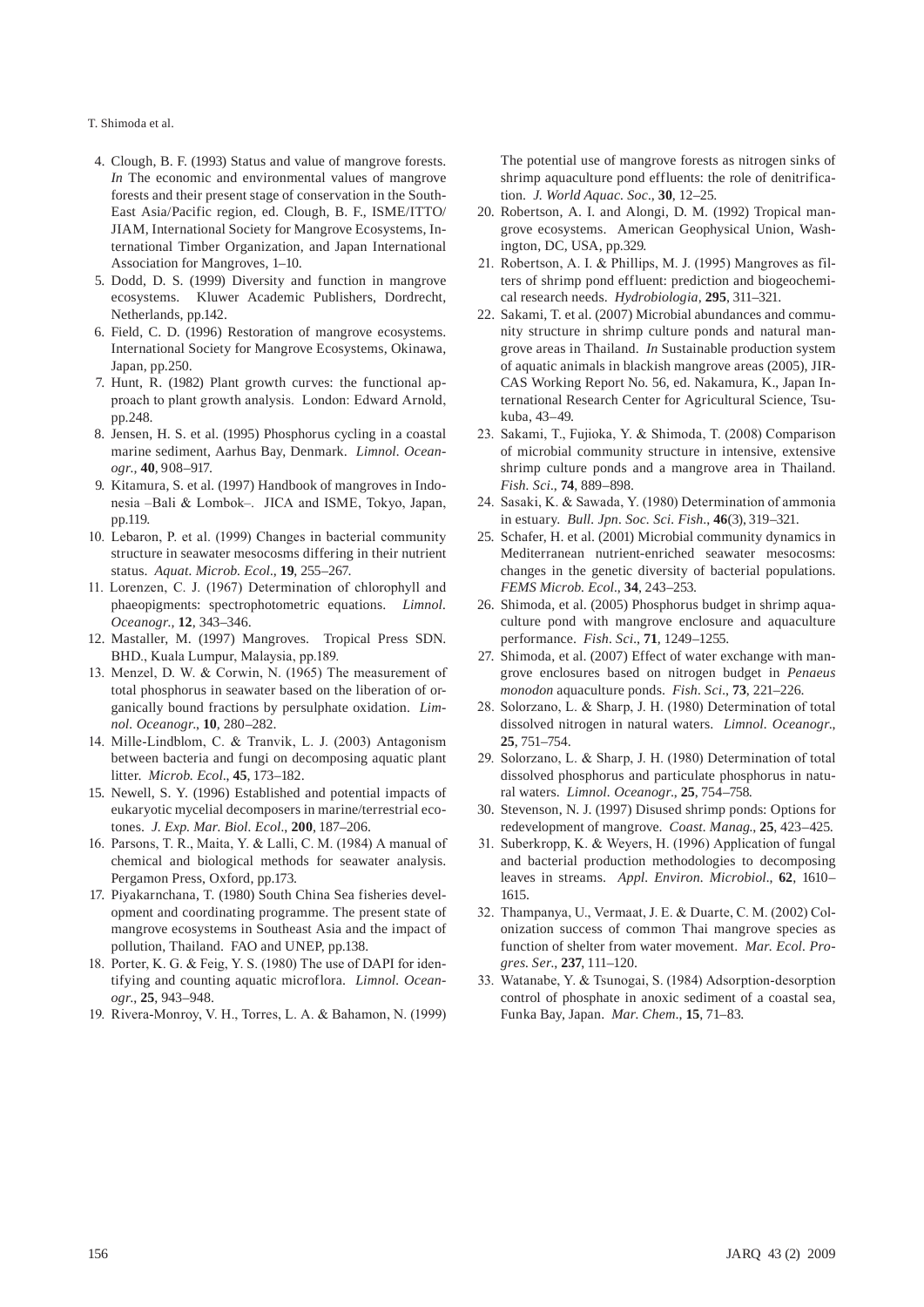4. Clough, B. F. (1993) Status and value of mangrove forests. *In* The economic and environmental values of mangrove forests and their present stage of conservation in the South-East Asia/Pacific region, ed. Clough, B. F., ISME/ITTO/JIAM, International Society for Mangrove Ecosystems, International Timber Organization, and Japan International Association for Mangroves, 1–10.
5. Dodd, D. S. (1999) Diversity and function in mangrove ecosystems. Kluwer Academic Publishers, Dordrecht, Netherlands, pp.142.
6. Field, C. D. (1996) Restoration of mangrove ecosystems. International Society for Mangrove Ecosystems, Okinawa, Japan, pp.250.
7. Hunt, R. (1982) Plant growth curves: the functional approach to plant growth analysis. London: Edward Arnold, pp.248.
8. Jensen, H. S. et al. (1995) Phosphorus cycling in a coastal marine sediment, Aarhus Bay, Denmark. *Limnol. Oceanogr.*, **40**, 908–917.
9. Kitamura, S. et al. (1997) Handbook of mangroves in Indonesia –Bali & Lombok–. JICA and ISME, Tokyo, Japan, pp.119.
10. Lebaron, P. et al. (1999) Changes in bacterial community structure in seawater mesocosms differing in their nutrient status. *Aquat. Microb. Ecol.*, **19**, 255–267.
11. Lorenzen, C. J. (1967) Determination of chlorophyll and phaeopigments: spectrophotometric equations. *Limnol. Oceanogr.*, **12**, 343–346.
12. Mastaller, M. (1997) Mangroves. Tropical Press SDN. BHD., Kuala Lumpur, Malaysia, pp.189.
13. Menzel, D. W. & Corwin, N. (1965) The measurement of total phosphorus in seawater based on the liberation of organically bound fractions by persulphate oxidation. *Limnol. Oceanogr.*, **10**, 280–282.
14. Mille-Lindblom, C. & Tranvik, L. J. (2003) Antagonism between bacteria and fungi on decomposing aquatic plant litter. *Microb. Ecol.*, **45**, 173–182.
15. Newell, S. Y. (1996) Established and potential impacts of eukaryotic mycelial decomposers in marine/terrestrial ecotones. *J. Exp. Mar. Biol. Ecol.*, **200**, 187–206.
16. Parsons, T. R., Maita, Y. & Lalli, C. M. (1984) A manual of chemical and biological methods for seawater analysis. Pergamon Press, Oxford, pp.173.
17. Piyakarnchana, T. (1980) South China Sea fisheries development and coordinating programme. The present state of mangrove ecosystems in Southeast Asia and the impact of pollution, Thailand. FAO and UNEP, pp.138.
18. Porter, K. G. & Feig, Y. S. (1980) The use of DAPI for identifying and counting aquatic microflora. *Limnol. Oceanogr.*, **25**, 943–948.
19. Rivera-Monroy, V. H., Torres, L. A. & Bahamon, N. (1999) The potential use of mangrove forests as nitrogen sinks of shrimp aquaculture pond effluents: the role of denitrification. *J. World Aquac. Soc.*, **30**, 12–25.
20. Robertson, A. I. and Alongi, D. M. (1992) Tropical mangrove ecosystems. American Geophysical Union, Washington, DC, USA, pp.329.
21. Robertson, A. I. & Phillips, M. J. (1995) Mangroves as filters of shrimp pond effluent: prediction and biogeochemical research needs. *Hydrobiologia*, **295**, 311–321.
22. Sakami, T. et al. (2007) Microbial abundances and community structure in shrimp culture ponds and natural mangrove areas in Thailand. *In* Sustainable production system of aquatic animals in blackish mangrove areas (2005), JIRCAS Working Report No. 56, ed. Nakamura, K., Japan International Research Center for Agricultural Science, Tsukuba, 43–49.
23. Sakami, T., Fujioka, Y. & Shimoda, T. (2008) Comparison of microbial community structure in intensive, extensive shrimp culture ponds and a mangrove area in Thailand. *Fish. Sci.*, **74**, 889–898.
24. Sasaki, K. & Sawada, Y. (1980) Determination of ammonia in estuary. *Bull. Jpn. Soc. Sci. Fish.*, **46**(3), 319–321.
25. Schafer, H. et al. (2001) Microbial community dynamics in Mediterranean nutrient-enriched seawater mesocosms: changes in the genetic diversity of bacterial populations. *FEMS Microb. Ecol.*, **34**, 243–253.
26. Shimoda, et al. (2005) Phosphorus budget in shrimp aquaculture pond with mangrove enclosure and aquaculture performance. *Fish. Sci.*, **71**, 1249–1255.
27. Shimoda, et al. (2007) Effect of water exchange with mangrove enclosures based on nitrogen budget in *Penaeus monodon* aquaculture ponds. *Fish. Sci.*, **73**, 221–226.
28. Solorzano, L. & Sharp, J. H. (1980) Determination of total dissolved nitrogen in natural waters. *Limnol. Oceanogr.*, **25**, 751–754.
29. Solorzano, L. & Sharp, J. H. (1980) Determination of total dissolved phosphorus and particulate phosphorus in natural waters. *Limnol. Oceanogr.*, **25**, 754–758.
30. Stevenson, N. J. (1997) Disused shrimp ponds: Options for redevelopment of mangrove. *Coast. Manag.*, **25**, 423–425.
31. Suberkropp, K. & Weyers, H. (1996) Application of fungal and bacterial production methodologies to decomposing leaves in streams. *Appl. Environ. Microbiol.*, **62**, 1610–1615.
32. Thampanya, U., Vermaat, J. E. & Duarte, C. M. (2002) Colonization success of common Thai mangrove species as function of shelter from water movement. *Mar. Ecol. Progres. Ser.*, **237**, 111–120.
33. Watanabe, Y. & Tsunogai, S. (1984) Adsorption-desorption control of phosphate in anoxic sediment of a coastal sea, Funka Bay, Japan. *Mar. Chem.*, **15**, 71–83.